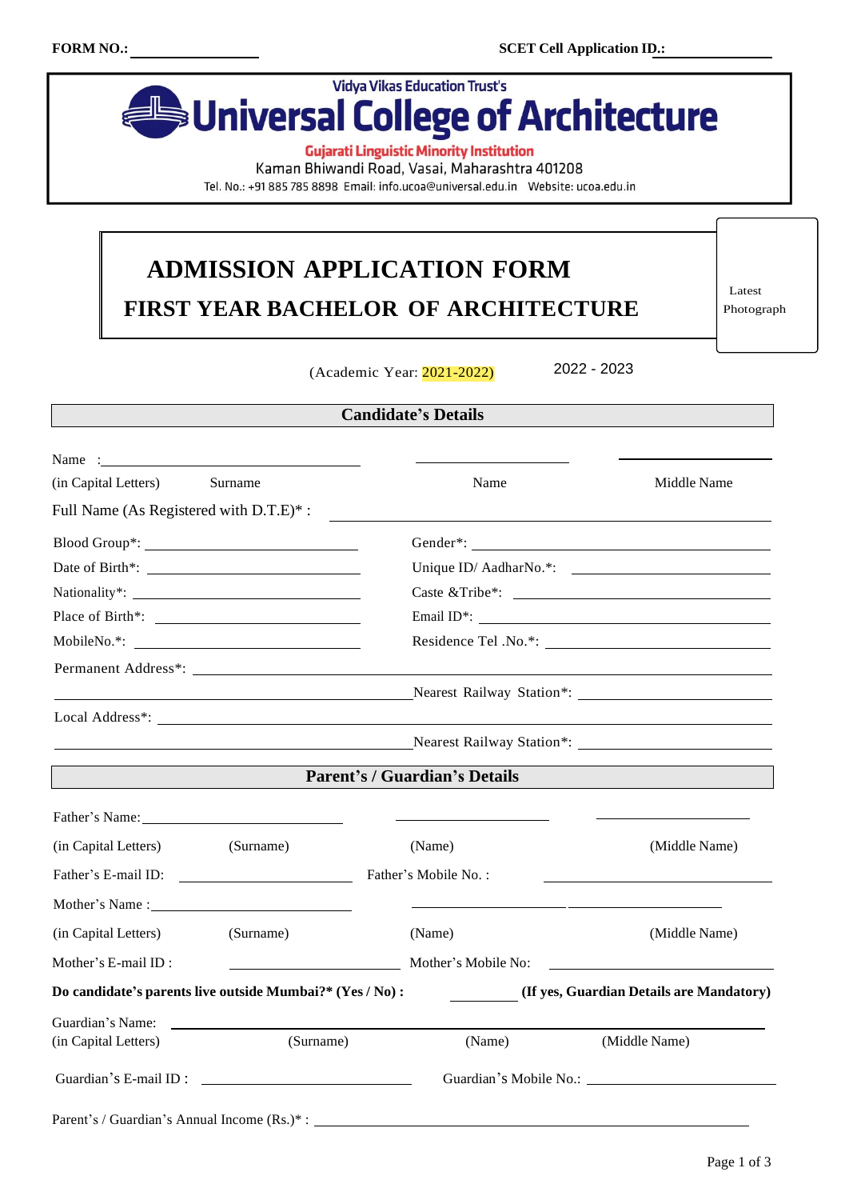**FORM NO.:** ____________  **SCET Cell Application ID.:** ____________

Vidya Vikas Education Trust's

# Universal College of Architecture

**Gujarati Linguistic Minority Institution**

Kaman Bhiwandi Road, Vasai, Maharashtra 401208

Tel. No.: +91 885 785 8898 Email: info.ucoa@universal.edu.in Website: ucoa.edu.in

## ADMISSION APPLICATION FORM

## FIRST YEAR BACHELOR OF ARCHITECTURE

Latest Photograph

(Academic Year: 2021-2022) 2022 - 2023

### Candidate's Details

Name : ____________ ____________ ____________

(in Capital Letters) Surname | Name | Middle Name

Full Name (As Registered with D.T.E)* : ____________

Blood Group*: ____________ Gender*: ____________

Date of Birth*: ____________ Unique ID/ AadharNo.*: ____________

Nationality*: ____________ Caste &Tribe*: ____________

Place of Birth*: ____________ Email ID*: ____________

MobileNo.*: ____________ Residence Tel .No.*: ____________

Permanent Address*: ____________

____________ Nearest Railway Station*: ____________

Local Address*: ____________

____________ Nearest Railway Station*: ____________

### Parent's / Guardian's Details

Father's Name: ____________ ____________ ____________

(in Capital Letters) (Surname) | (Name) | (Middle Name)

Father's E-mail ID: ____________ Father's Mobile No. : ____________

Mother's Name : ____________ ____________ ____________

(in Capital Letters) (Surname) | (Name) | (Middle Name)

Mother's E-mail ID : ____________ Mother's Mobile No: ____________

**Do candidate's parents live outside Mumbai?* (Yes / No) :** ________ **(If yes, Guardian Details are Mandatory)**

Guardian's Name: ____________

(in Capital Letters) (Surname) | (Name) | (Middle Name)

Guardian's E-mail ID : ____________ Guardian's Mobile No.: ____________

Parent's / Guardian's Annual Income (Rs.)* : ____________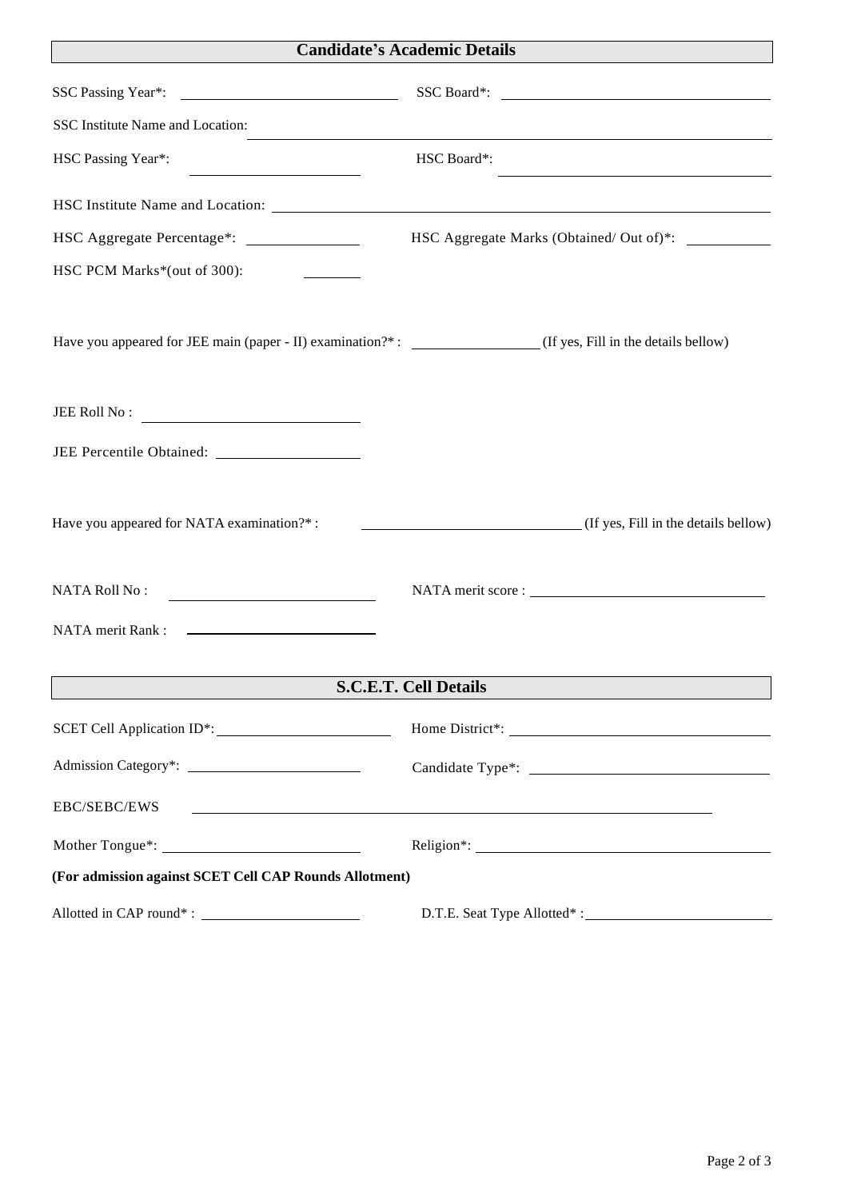## Candidate's Academic Details

SSC Passing Year*: ______________________ SSC Board*: ______________________

SSC Institute Name and Location: ______________________

HSC Passing Year*: ______________________ HSC Board*: ______________________

HSC Institute Name and Location: ______________________

HSC Aggregate Percentage*: ______________ HSC Aggregate Marks (Obtained/ Out of)*: ______________

HSC PCM Marks*(out of 300): ________

Have you appeared for JEE main (paper - II) examination?* : ______________ (If yes, Fill in the details bellow)

JEE Roll No : ______________________

JEE Percentile Obtained: ______________________

Have you appeared for NATA examination?* : ______________________ (If yes, Fill in the details bellow)

NATA Roll No : ______________________ NATA merit score : ______________________

NATA merit Rank : ______________________

## S.C.E.T. Cell Details

SCET Cell Application ID*: ______________________ Home District*: ______________________

Admission Category*: ______________________ Candidate Type*: ______________________

EBC/SEBC/EWS ______________________

Mother Tongue*: ______________________ Religion*: ______________________

**(For admission against SCET Cell CAP Rounds Allotment)**

Allotted in CAP round* : ______________________ D.T.E. Seat Type Allotted* : ______________________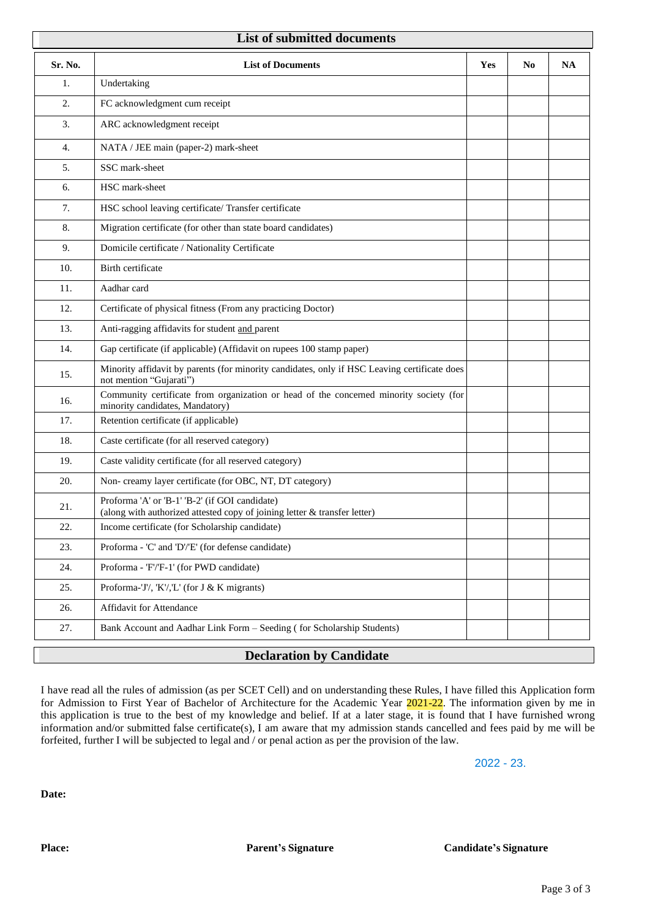## List of submitted documents

| Sr. No. | List of Documents | Yes | No | NA |
|---|---|---|---|---|
| 1. | Undertaking | | | |
| 2. | FC acknowledgment cum receipt | | | |
| 3. | ARC acknowledgment receipt | | | |
| 4. | NATA / JEE main (paper-2) mark-sheet | | | |
| 5. | SSC mark-sheet | | | |
| 6. | HSC mark-sheet | | | |
| 7. | HSC school leaving certificate/ Transfer certificate | | | |
| 8. | Migration certificate (for other than state board candidates) | | | |
| 9. | Domicile certificate / Nationality Certificate | | | |
| 10. | Birth certificate | | | |
| 11. | Aadhar card | | | |
| 12. | Certificate of physical fitness (From any practicing Doctor) | | | |
| 13. | Anti-ragging affidavits for student and parent | | | |
| 14. | Gap certificate (if applicable) (Affidavit on rupees 100 stamp paper) | | | |
| 15. | Minority affidavit by parents (for minority candidates, only if HSC Leaving certificate does not mention "Gujarati") | | | |
| 16. | Community certificate from organization or head of the concerned minority society (for minority candidates, Mandatory) | | | |
| 17. | Retention certificate (if applicable) | | | |
| 18. | Caste certificate (for all reserved category) | | | |
| 19. | Caste validity certificate (for all reserved category) | | | |
| 20. | Non- creamy layer certificate (for OBC, NT, DT category) | | | |
| 21. | Proforma 'A' or 'B-1' 'B-2' (if GOI candidate) (along with authorized attested copy of joining letter & transfer letter) | | | |
| 22. | Income certificate (for Scholarship candidate) | | | |
| 23. | Proforma - 'C' and 'D'/'E' (for defense candidate) | | | |
| 24. | Proforma - 'F'/'F-1' (for PWD candidate) | | | |
| 25. | Proforma-'J'/, 'K'/,'L' (for J & K migrants) | | | |
| 26. | Affidavit for Attendance | | | |
| 27. | Bank Account and Aadhar Link Form – Seeding ( for Scholarship Students) | | | |

## Declaration by Candidate

I have read all the rules of admission (as per SCET Cell) and on understanding these Rules, I have filled this Application form for Admission to First Year of Bachelor of Architecture for the Academic Year 2021-22. The information given by me in this application is true to the best of my knowledge and belief. If at a later stage, it is found that I have furnished wrong information and/or submitted false certificate(s), I am aware that my admission stands cancelled and fees paid by me will be forfeited, further I will be subjected to legal and / or penal action as per the provision of the law.

2022 - 23.

**Date:**

**Place:** **Parent's Signature** **Candidate's Signature**